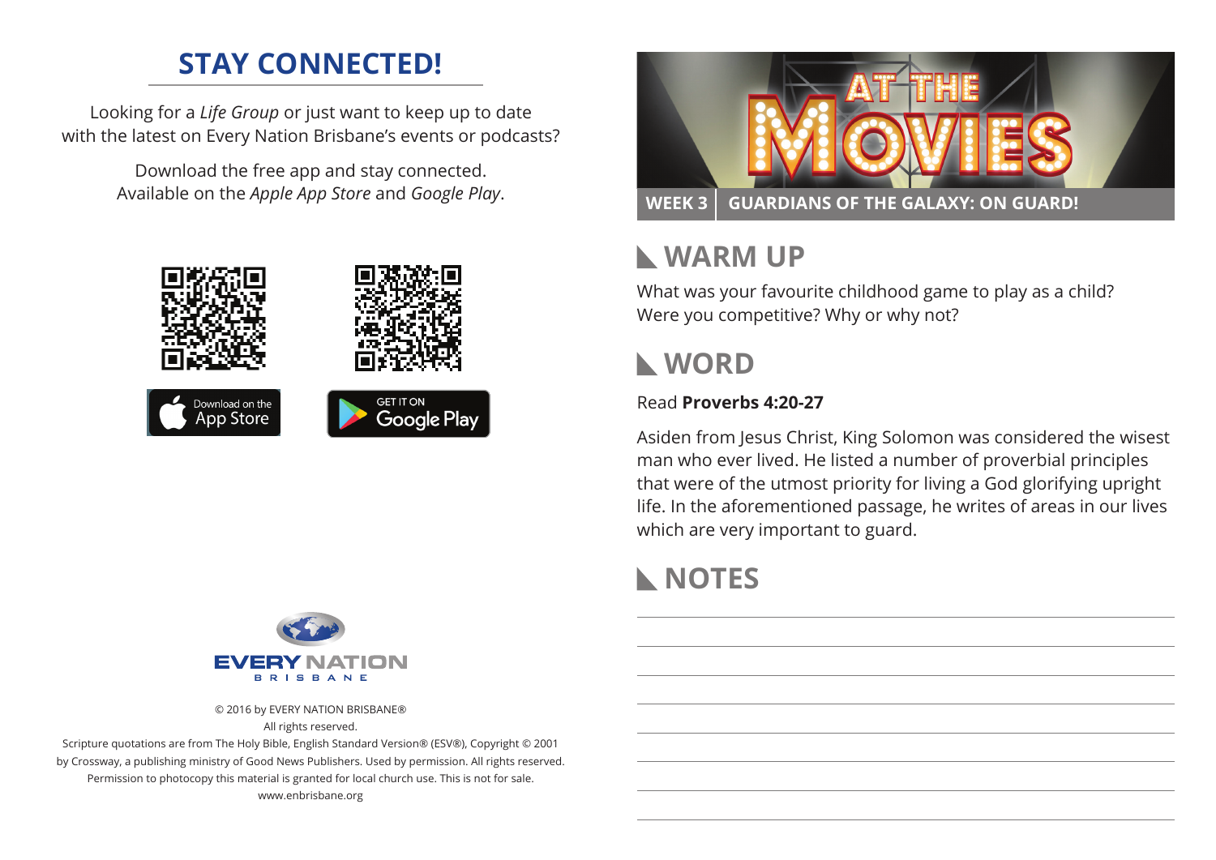## STAY CONNECTED!

Looking for a *Life Group* or just want to keep up to date with the latest on Every Nation Brisbane's events or podcasts?

Download the free app and stay connected. Available on the *Apple App Store* and *Google Play*.

Download on the App Store

GET IT ON Google Play

EVERY NATION BRISBANE

© 2016 by EVERY NATION BRISBANE®
All rights reserved.
Scripture quotations are from The Holy Bible, English Standard Version® (ESV®), Copyright © 2001 by Crossway, a publishing ministry of Good News Publishers. Used by permission. All rights reserved.
Permission to photocopy this material is granted for local church use. This is not for sale.
www.enbrisbane.org

# AT THE MOVIES

**WEEK 3 | GUARDIANS OF THE GALAXY: ON GUARD!**

## WARM UP

What was your favourite childhood game to play as a child? Were you competitive? Why or why not?

## WORD

Read **Proverbs 4:20-27**

Asiden from Jesus Christ, King Solomon was considered the wisest man who ever lived. He listed a number of proverbial principles that were of the utmost priority for living a God glorifying upright life. In the aforementioned passage, he writes of areas in our lives which are very important to guard.

## NOTES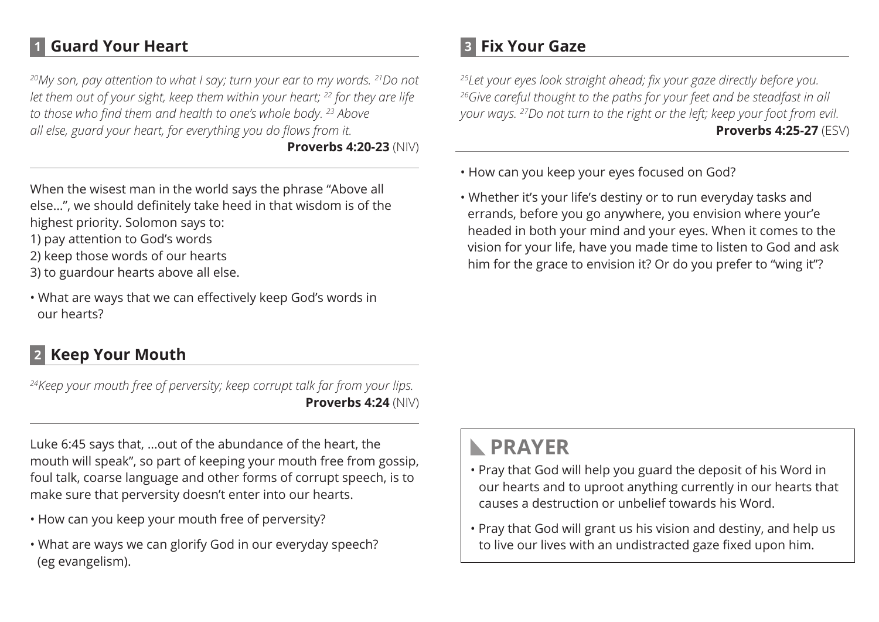## 1 Guard Your Heart

*[20]My son, pay attention to what I say; turn your ear to my words. [21]Do not let them out of your sight, keep them within your heart; [22] for they are life to those who find them and health to one's whole body. [23] Above all else, guard your heart, for everything you do flows from it.*

**Proverbs 4:20-23** (NIV)

---

When the wisest man in the world says the phrase "Above all else...", we should definitely take heed in that wisdom is of the highest priority. Solomon says to:
1) pay attention to God's words
2) keep those words of our hearts
3) to guardour hearts above all else.

- What are ways that we can effectively keep God's words in our hearts?

## 2 Keep Your Mouth

*[24]Keep your mouth free of perversity; keep corrupt talk far from your lips.*

**Proverbs 4:24** (NIV)

---

Luke 6:45 says that, ...out of the abundance of the heart, the mouth will speak", so part of keeping your mouth free from gossip, foul talk, coarse language and other forms of corrupt speech, is to make sure that perversity doesn't enter into our hearts.

- How can you keep your mouth free of perversity?
- What are ways we can glorify God in our everyday speech? (eg evangelism).

## 3 Fix Your Gaze

*[25]Let your eyes look straight ahead; fix your gaze directly before you. [26]Give careful thought to the paths for your feet and be steadfast in all your ways. [27]Do not turn to the right or the left; keep your foot from evil.*

**Proverbs 4:25-27** (ESV)

---

- How can you keep your eyes focused on God?
- Whether it's your life's destiny or to run everyday tasks and errands, before you go anywhere, you envision where your'e headed in both your mind and your eyes. When it comes to the vision for your life, have you made time to listen to God and ask him for the grace to envision it? Or do you prefer to "wing it"?

## PRAYER

- Pray that God will help you guard the deposit of his Word in our hearts and to uproot anything currently in our hearts that causes a destruction or unbelief towards his Word.
- Pray that God will grant us his vision and destiny, and help us to live our lives with an undistracted gaze fixed upon him.